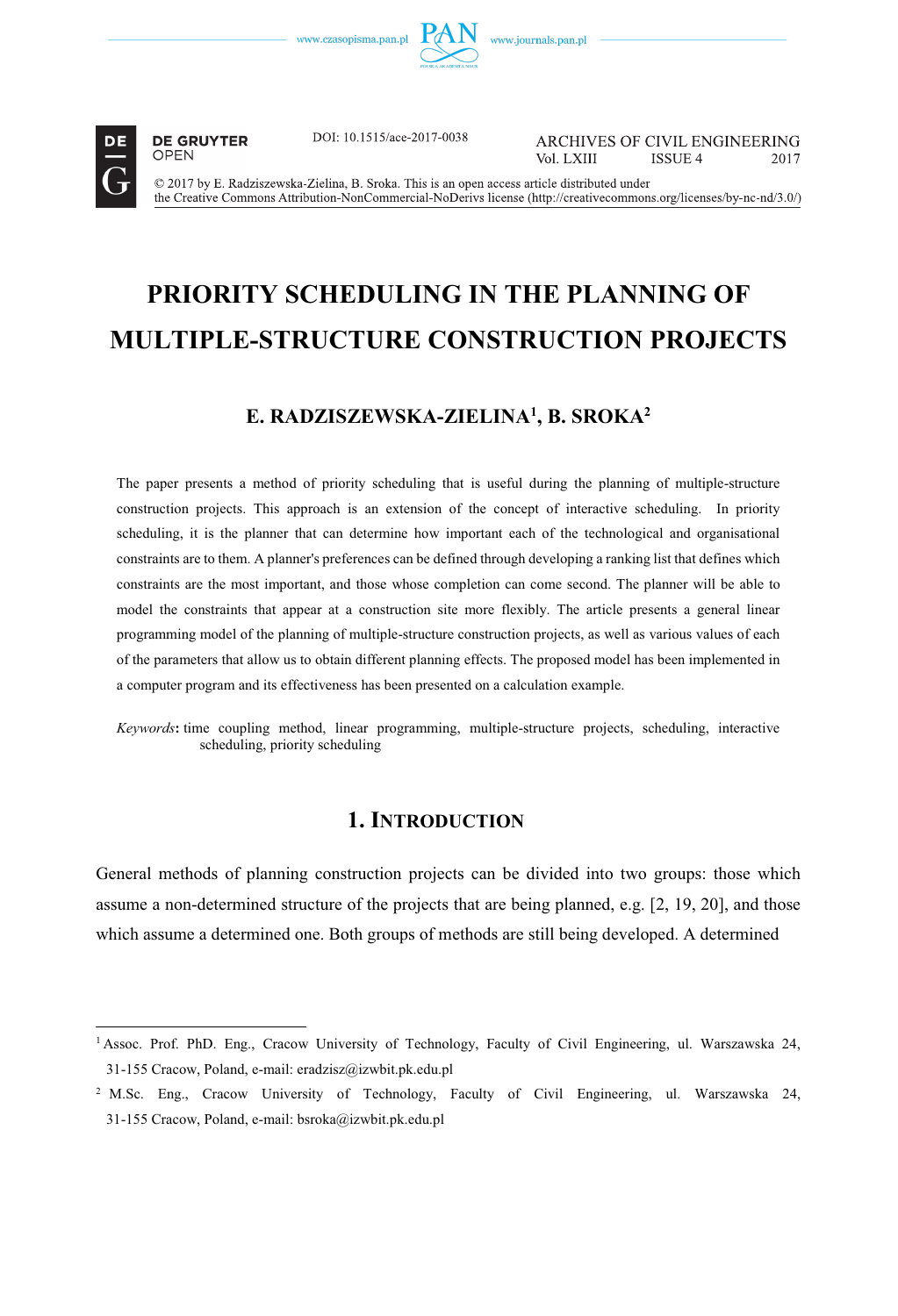DOI: 10.1515/ace-2017-0038

ARCHIVES OF CIVIL ENGINEERING
Vol. LXIII ISSUE 4 2017

© 2017 by E. Radziszewska-Zielina, B. Sroka. This is an open access article distributed under the Creative Commons Attribution-NonCommercial-NoDerivs license (http://creativecommons.org/licenses/by-nc-nd/3.0/)

# PRIORITY SCHEDULING IN THE PLANNING OF MULTIPLE-STRUCTURE CONSTRUCTION PROJECTS

## E. RADZISZEWSKA-ZIELINA[1], B. SROKA[2]

The paper presents a method of priority scheduling that is useful during the planning of multiple-structure construction projects. This approach is an extension of the concept of interactive scheduling. In priority scheduling, it is the planner that can determine how important each of the technological and organisational constraints are to them. A planner's preferences can be defined through developing a ranking list that defines which constraints are the most important, and those whose completion can come second. The planner will be able to model the constraints that appear at a construction site more flexibly. The article presents a general linear programming model of the planning of multiple-structure construction projects, as well as various values of each of the parameters that allow us to obtain different planning effects. The proposed model has been implemented in a computer program and its effectiveness has been presented on a calculation example.

*Keywords*: time coupling method, linear programming, multiple-structure projects, scheduling, interactive scheduling, priority scheduling

## 1. Introduction

General methods of planning construction projects can be divided into two groups: those which assume a non-determined structure of the projects that are being planned, e.g. [2, 19, 20], and those which assume a determined one. Both groups of methods are still being developed. A determined

---

[1] Assoc. Prof. PhD. Eng., Cracow University of Technology, Faculty of Civil Engineering, ul. Warszawska 24, 31-155 Cracow, Poland, e-mail: eradzisz@izwbit.pk.edu.pl

[2] M.Sc. Eng., Cracow University of Technology, Faculty of Civil Engineering, ul. Warszawska 24, 31-155 Cracow, Poland, e-mail: bsroka@izwbit.pk.edu.pl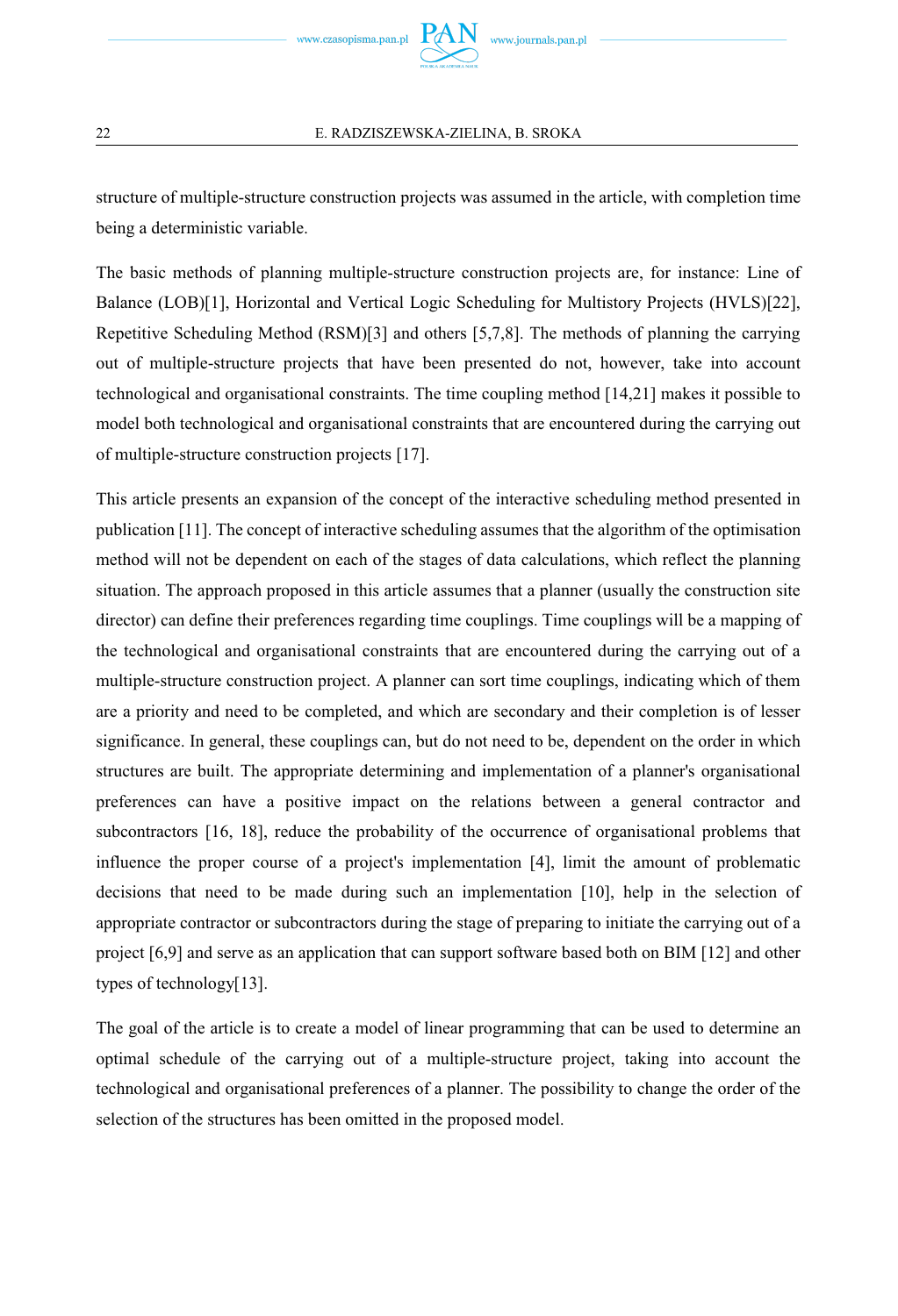structure of multiple-structure construction projects was assumed in the article, with completion time being a deterministic variable.

The basic methods of planning multiple-structure construction projects are, for instance: Line of Balance (LOB)[1], Horizontal and Vertical Logic Scheduling for Multistory Projects (HVLS)[22], Repetitive Scheduling Method (RSM)[3] and others [5,7,8]. The methods of planning the carrying out of multiple-structure projects that have been presented do not, however, take into account technological and organisational constraints. The time coupling method [14,21] makes it possible to model both technological and organisational constraints that are encountered during the carrying out of multiple-structure construction projects [17].

This article presents an expansion of the concept of the interactive scheduling method presented in publication [11]. The concept of interactive scheduling assumes that the algorithm of the optimisation method will not be dependent on each of the stages of data calculations, which reflect the planning situation. The approach proposed in this article assumes that a planner (usually the construction site director) can define their preferences regarding time couplings. Time couplings will be a mapping of the technological and organisational constraints that are encountered during the carrying out of a multiple-structure construction project. A planner can sort time couplings, indicating which of them are a priority and need to be completed, and which are secondary and their completion is of lesser significance. In general, these couplings can, but do not need to be, dependent on the order in which structures are built. The appropriate determining and implementation of a planner's organisational preferences can have a positive impact on the relations between a general contractor and subcontractors [16, 18], reduce the probability of the occurrence of organisational problems that influence the proper course of a project's implementation [4], limit the amount of problematic decisions that need to be made during such an implementation [10], help in the selection of appropriate contractor or subcontractors during the stage of preparing to initiate the carrying out of a project [6,9] and serve as an application that can support software based both on BIM [12] and other types of technology[13].

The goal of the article is to create a model of linear programming that can be used to determine an optimal schedule of the carrying out of a multiple-structure project, taking into account the technological and organisational preferences of a planner. The possibility to change the order of the selection of the structures has been omitted in the proposed model.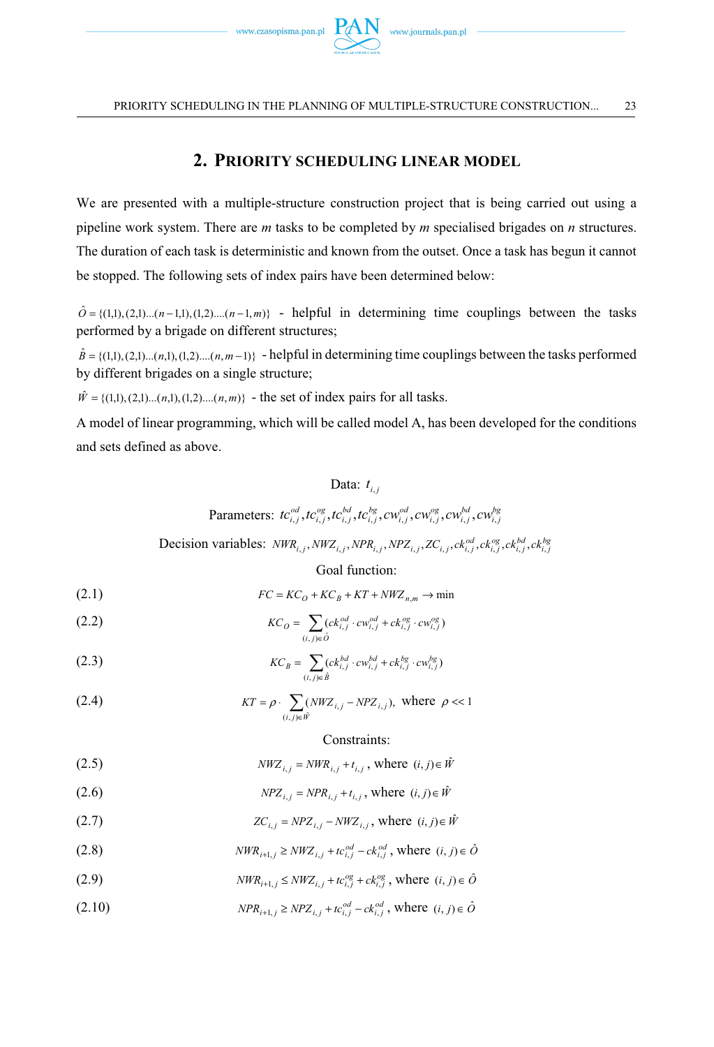## 2. Priority scheduling linear model

We are presented with a multiple-structure construction project that is being carried out using a pipeline work system. There are *m* tasks to be completed by *m* specialised brigades on *n* structures. The duration of each task is deterministic and known from the outset. Once a task has begun it cannot be stopped. The following sets of index pairs have been determined below:

$\hat{O} = \{(1,1),(2,1)...(n-1,1),(1,2)....(n-1,m)\}$ - helpful in determining time couplings between the tasks performed by a brigade on different structures;

$\hat{B} = \{(1,1),(2,1)...(n,1),(1,2)....(n,m-1)\}$ - helpful in determining time couplings between the tasks performed by different brigades on a single structure;

$\hat{W} = \{(1,1),(2,1)...(n,1),(1,2)....(n,m)\}$ - the set of index pairs for all tasks.

A model of linear programming, which will be called model A, has been developed for the conditions and sets defined as above.

Data: $t_{i,j}$

Parameters: $tc_{i,j}^{od}, tc_{i,j}^{og}, tc_{i,j}^{bd}, tc_{i,j}^{bg}, cw_{i,j}^{od}, cw_{i,j}^{og}, cw_{i,j}^{bd}, cw_{i,j}^{bg}$

Decision variables: $NWR_{i,j}, NWZ_{i,j}, NPR_{i,j}, NPZ_{i,j}, ZC_{i,j}, ck_{i,j}^{od}, ck_{i,j}^{og}, ck_{i,j}^{bd}, ck_{i,j}^{bg}$

Goal function:

(2.1) $$FC = KC_O + KC_B + KT + NWZ_{n,m} \to \min$$

(2.2) $$KC_O = \sum_{(i,j)\in \hat{O}} (ck_{i,j}^{od} \cdot cw_{i,j}^{od} + ck_{i,j}^{og} \cdot cw_{i,j}^{og})$$

(2.3) $$KC_B = \sum_{(i,j)\in \hat{B}} (ck_{i,j}^{bd} \cdot cw_{i,j}^{bd} + ck_{i,j}^{bg} \cdot cw_{i,j}^{bg})$$

(2.4) $$KT = \rho \cdot \sum_{(i,j)\in \hat{W}} (NWZ_{i,j} - NPZ_{i,j}), \text{ where } \rho << 1$$

Constraints:

(2.5) $$NWZ_{i,j} = NWR_{i,j} + t_{i,j}, \text{ where } (i,j)\in \hat{W}$$

(2.6) $$NPZ_{i,j} = NPR_{i,j} + t_{i,j}, \text{ where } (i,j)\in \hat{W}$$

(2.7) $$ZC_{i,j} = NPZ_{i,j} - NWZ_{i,j}, \text{ where } (i,j)\in \hat{W}$$

(2.8) $$NWR_{i+1,j} \geq NWZ_{i,j} + tc_{i,j}^{od} - ck_{i,j}^{od}, \text{ where } (i,j)\in \hat{O}$$

(2.9) $$NWR_{i+1,j} \leq NWZ_{i,j} + tc_{i,j}^{og} + ck_{i,j}^{og}, \text{ where } (i,j)\in \hat{O}$$

(2.10) $$NPR_{i+1,j} \geq NPZ_{i,j} + tc_{i,j}^{od} - ck_{i,j}^{od}, \text{ where } (i,j)\in \hat{O}$$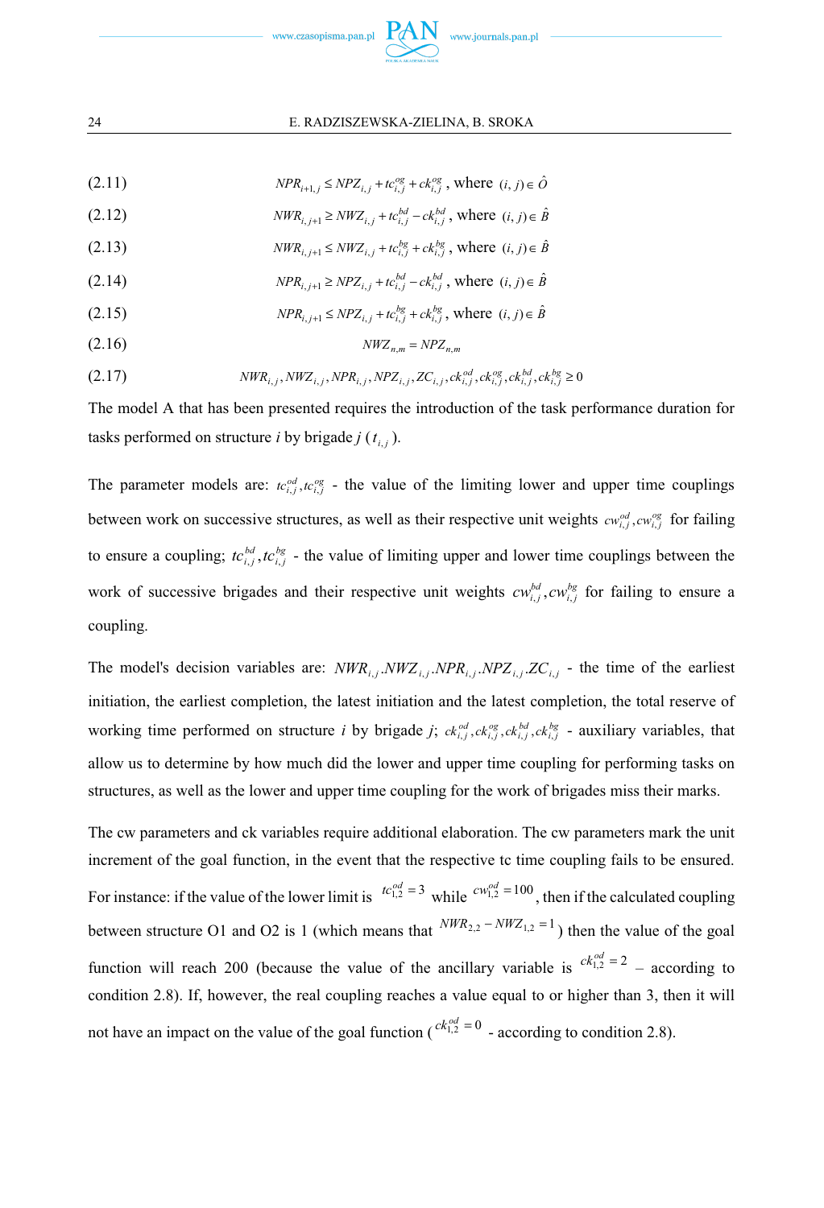(2.11) $$NPR_{i+1,j} \le NPZ_{i,j} + tc^{og}_{i,j} + ck^{og}_{i,j}\text{, where } (i, j) \in \hat{O}$$

(2.12) $$NWR_{i,j+1} \ge NWZ_{i,j} + tc^{bd}_{i,j} - ck^{bd}_{i,j}\text{, where } (i, j) \in \hat{B}$$

(2.13) $$NWR_{i,j+1} \le NWZ_{i,j} + tc^{bg}_{i,j} + ck^{bg}_{i,j}\text{, where } (i, j) \in \hat{B}$$

(2.14) $$NPR_{i,j+1} \ge NPZ_{i,j} + tc^{bd}_{i,j} - ck^{bd}_{i,j}\text{, where } (i, j) \in \hat{B}$$

(2.15) $$NPR_{i,j+1} \le NPZ_{i,j} + tc^{bg}_{i,j} + ck^{bg}_{i,j}\text{, where } (i, j) \in \hat{B}$$

(2.16) $$NWZ_{n,m} = NPZ_{n,m}$$

(2.17) $$NWR_{i,j}, NWZ_{i,j}, NPR_{i,j}, NPZ_{i,j}, ZC_{i,j}, ck^{od}_{i,j}, ck^{og}_{i,j}, ck^{bd}_{i,j}, ck^{bg}_{i,j} \ge 0$$

The model A that has been presented requires the introduction of the task performance duration for tasks performed on structure $i$ by brigade $j$ ($t_{i,j}$).

The parameter models are: $tc^{od}_{i,j}, tc^{og}_{i,j}$ - the value of the limiting lower and upper time couplings between work on successive structures, as well as their respective unit weights $cw^{od}_{i,j}, cw^{og}_{i,j}$ for failing to ensure a coupling; $tc^{bd}_{i,j}, tc^{bg}_{i,j}$ - the value of limiting upper and lower time couplings between the work of successive brigades and their respective unit weights $cw^{bd}_{i,j}, cw^{bg}_{i,j}$ for failing to ensure a coupling.

The model's decision variables are: $NWR_{i,j}.NWZ_{i,j}.NPR_{i,j}.NPZ_{i,j}.ZC_{i,j}$ - the time of the earliest initiation, the earliest completion, the latest initiation and the latest completion, the total reserve of working time performed on structure $i$ by brigade $j$; $ck^{od}_{i,j}, ck^{og}_{i,j}, ck^{bd}_{i,j}, ck^{bg}_{i,j}$ - auxiliary variables, that allow us to determine by how much did the lower and upper time coupling for performing tasks on structures, as well as the lower and upper time coupling for the work of brigades miss their marks.

The cw parameters and ck variables require additional elaboration. The cw parameters mark the unit increment of the goal function, in the event that the respective tc time coupling fails to be ensured. For instance: if the value of the lower limit is $tc^{od}_{1,2} = 3$ while $cw^{od}_{1,2} = 100$, then if the calculated coupling between structure O1 and O2 is 1 (which means that $NWR_{2,2} - NWZ_{1,2} = 1$) then the value of the goal function will reach 200 (because the value of the ancillary variable is $ck^{od}_{1,2} = 2$ – according to condition 2.8). If, however, the real coupling reaches a value equal to or higher than 3, then it will not have an impact on the value of the goal function ($ck^{od}_{1,2} = 0$ - according to condition 2.8).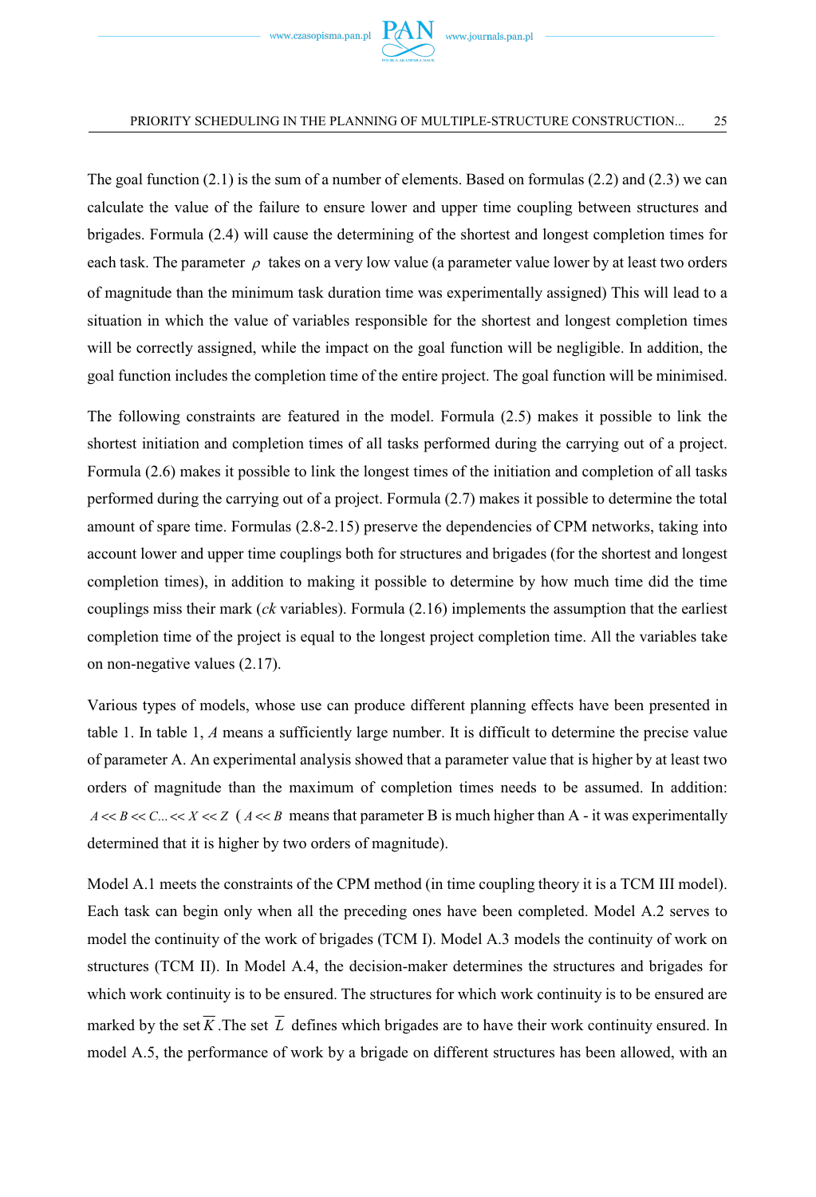The goal function (2.1) is the sum of a number of elements. Based on formulas (2.2) and (2.3) we can calculate the value of the failure to ensure lower and upper time coupling between structures and brigades. Formula (2.4) will cause the determining of the shortest and longest completion times for each task. The parameter $\rho$ takes on a very low value (a parameter value lower by at least two orders of magnitude than the minimum task duration time was experimentally assigned) This will lead to a situation in which the value of variables responsible for the shortest and longest completion times will be correctly assigned, while the impact on the goal function will be negligible. In addition, the goal function includes the completion time of the entire project. The goal function will be minimised.

The following constraints are featured in the model. Formula (2.5) makes it possible to link the shortest initiation and completion times of all tasks performed during the carrying out of a project. Formula (2.6) makes it possible to link the longest times of the initiation and completion of all tasks performed during the carrying out of a project. Formula (2.7) makes it possible to determine the total amount of spare time. Formulas (2.8-2.15) preserve the dependencies of CPM networks, taking into account lower and upper time couplings both for structures and brigades (for the shortest and longest completion times), in addition to making it possible to determine by how much time did the time couplings miss their mark (*ck* variables). Formula (2.16) implements the assumption that the earliest completion time of the project is equal to the longest project completion time. All the variables take on non-negative values (2.17).

Various types of models, whose use can produce different planning effects have been presented in table 1. In table 1, $A$ means a sufficiently large number. It is difficult to determine the precise value of parameter A. An experimental analysis showed that a parameter value that is higher by at least two orders of magnitude than the maximum of completion times needs to be assumed. In addition: $A \ll B \ll C \ldots \ll X \ll Z$ ( $A \ll B$ means that parameter B is much higher than A - it was experimentally determined that it is higher by two orders of magnitude).

Model A.1 meets the constraints of the CPM method (in time coupling theory it is a TCM III model). Each task can begin only when all the preceding ones have been completed. Model A.2 serves to model the continuity of the work of brigades (TCM I). Model A.3 models the continuity of work on structures (TCM II). In Model A.4, the decision-maker determines the structures and brigades for which work continuity is to be ensured. The structures for which work continuity is to be ensured are marked by the set $\overline{K}$ .The set $\overline{L}$ defines which brigades are to have their work continuity ensured. In model A.5, the performance of work by a brigade on different structures has been allowed, with an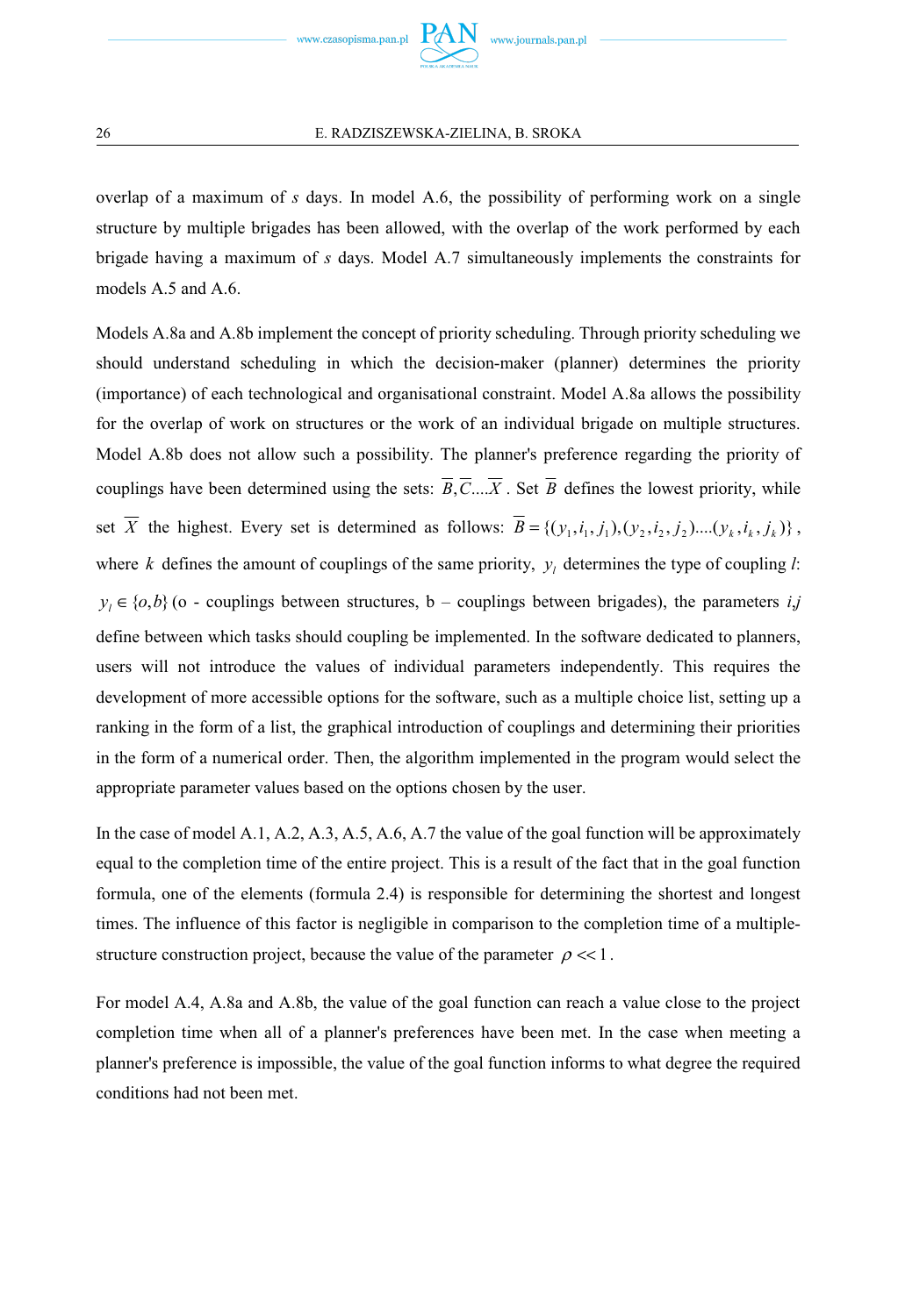overlap of a maximum of *s* days. In model A.6, the possibility of performing work on a single structure by multiple brigades has been allowed, with the overlap of the work performed by each brigade having a maximum of *s* days. Model A.7 simultaneously implements the constraints for models A.5 and A.6.

Models A.8a and A.8b implement the concept of priority scheduling. Through priority scheduling we should understand scheduling in which the decision-maker (planner) determines the priority (importance) of each technological and organisational constraint. Model A.8a allows the possibility for the overlap of work on structures or the work of an individual brigade on multiple structures. Model A.8b does not allow such a possibility. The planner's preference regarding the priority of couplings have been determined using the sets: $\overline{B}, \overline{C} .... \overline{X}$ . Set $\overline{B}$ defines the lowest priority, while set $\overline{X}$ the highest. Every set is determined as follows: $\overline{B} = \{(y_1, i_1, j_1), (y_2, i_2, j_2) .... (y_k, i_k, j_k)\}$ , where $k$ defines the amount of couplings of the same priority, $y_l$ determines the type of coupling *l*: $y_l \in \{o, b\}$ (o - couplings between structures, b – couplings between brigades), the parameters *i,j* define between which tasks should coupling be implemented. In the software dedicated to planners, users will not introduce the values of individual parameters independently. This requires the development of more accessible options for the software, such as a multiple choice list, setting up a ranking in the form of a list, the graphical introduction of couplings and determining their priorities in the form of a numerical order. Then, the algorithm implemented in the program would select the appropriate parameter values based on the options chosen by the user.

In the case of model A.1, A.2, A.3, A.5, A.6, A.7 the value of the goal function will be approximately equal to the completion time of the entire project. This is a result of the fact that in the goal function formula, one of the elements (formula 2.4) is responsible for determining the shortest and longest times. The influence of this factor is negligible in comparison to the completion time of a multiple-structure construction project, because the value of the parameter $\rho << 1$ .

For model A.4, A.8a and A.8b, the value of the goal function can reach a value close to the project completion time when all of a planner's preferences have been met. In the case when meeting a planner's preference is impossible, the value of the goal function informs to what degree the required conditions had not been met.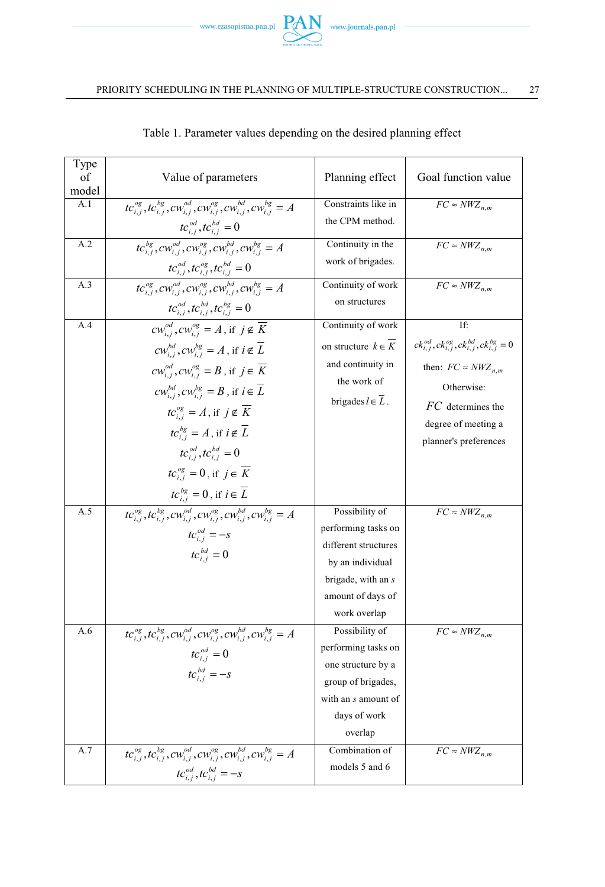Table 1. Parameter values depending on the desired planning effect

| Type of model | Value of parameters | Planning effect | Goal function value |
|---|---|---|---|
| A.1 | $tc_{i,j}^{og}, tc_{i,j}^{bg}, cw_{i,j}^{od}, cw_{i,j}^{og}, cw_{i,j}^{bd}, cw_{i,j}^{bg} = A$ <br> $tc_{i,j}^{od}, tc_{i,j}^{bd} = 0$ | Constraints like in the CPM method. | $FC \approx NWZ_{n,m}$ |
| A.2 | $tc_{i,j}^{bg}, cw_{i,j}^{od}, cw_{i,j}^{og}, cw_{i,j}^{bd}, cw_{i,j}^{bg} = A$ <br> $tc_{i,j}^{od}, tc_{i,j}^{og}, tc_{i,j}^{bd} = 0$ | Continuity in the work of brigades. | $FC \approx NWZ_{n,m}$ |
| A.3 | $tc_{i,j}^{og}, cw_{i,j}^{od}, cw_{i,j}^{og}, cw_{i,j}^{bd}, cw_{i,j}^{bg} = A$ <br> $tc_{i,j}^{od}, tc_{i,j}^{bd}, tc_{i,j}^{bg} = 0$ | Continuity of work on structures | $FC \approx NWZ_{n,m}$ |
| A.4 | $cw_{i,j}^{od}, cw_{i,j}^{og} = A$, if $j \notin \overline{K}$ <br> $cw_{i,j}^{bd}, cw_{i,j}^{bg} = A$, if $i \notin \overline{L}$ <br> $cw_{i,j}^{od}, cw_{i,j}^{og} = B$, if $j \in \overline{K}$ <br> $cw_{i,j}^{bd}, cw_{i,j}^{bg} = B$, if $i \in \overline{L}$ <br> $tc_{i,j}^{og} = A$, if $j \notin \overline{K}$ <br> $tc_{i,j}^{bg} = A$, if $i \notin \overline{L}$ <br> $tc_{i,j}^{od}, tc_{i,j}^{bd} = 0$ <br> $tc_{i,j}^{og} = 0$, if $j \in \overline{K}$ <br> $tc_{i,j}^{bg} = 0$, if $i \in \overline{L}$ | Continuity of work on structure $k \in \overline{K}$ and continuity in the work of brigades $l \in \overline{L}$. | If: $ck_{i,j}^{od}, ck_{i,j}^{og}, ck_{i,j}^{bd}, ck_{i,j}^{bg} = 0$ then: $FC \approx NWZ_{n,m}$ Otherwise: $FC$ determines the degree of meeting a planner's preferences |
| A.5 | $tc_{i,j}^{og}, tc_{i,j}^{bg}, cw_{i,j}^{od}, cw_{i,j}^{og}, cw_{i,j}^{bd}, cw_{i,j}^{bg} = A$ <br> $tc_{i,j}^{od} = -s$ <br> $tc_{i,j}^{bd} = 0$ | Possibility of performing tasks on different structures by an individual brigade, with an $s$ amount of days of work overlap | $FC \approx NWZ_{n,m}$ |
| A.6 | $tc_{i,j}^{og}, tc_{i,j}^{bg}, cw_{i,j}^{od}, cw_{i,j}^{og}, cw_{i,j}^{bd}, cw_{i,j}^{bg} = A$ <br> $tc_{i,j}^{od} = 0$ <br> $tc_{i,j}^{bd} = -s$ | Possibility of performing tasks on one structure by a group of brigades, with an $s$ amount of days of work overlap | $FC \approx NWZ_{n,m}$ |
| A.7 | $tc_{i,j}^{og}, tc_{i,j}^{bg}, cw_{i,j}^{od}, cw_{i,j}^{og}, cw_{i,j}^{bd}, cw_{i,j}^{bg} = A$ <br> $tc_{i,j}^{od}, tc_{i,j}^{bd} = -s$ | Combination of models 5 and 6 | $FC \approx NWZ_{n,m}$ |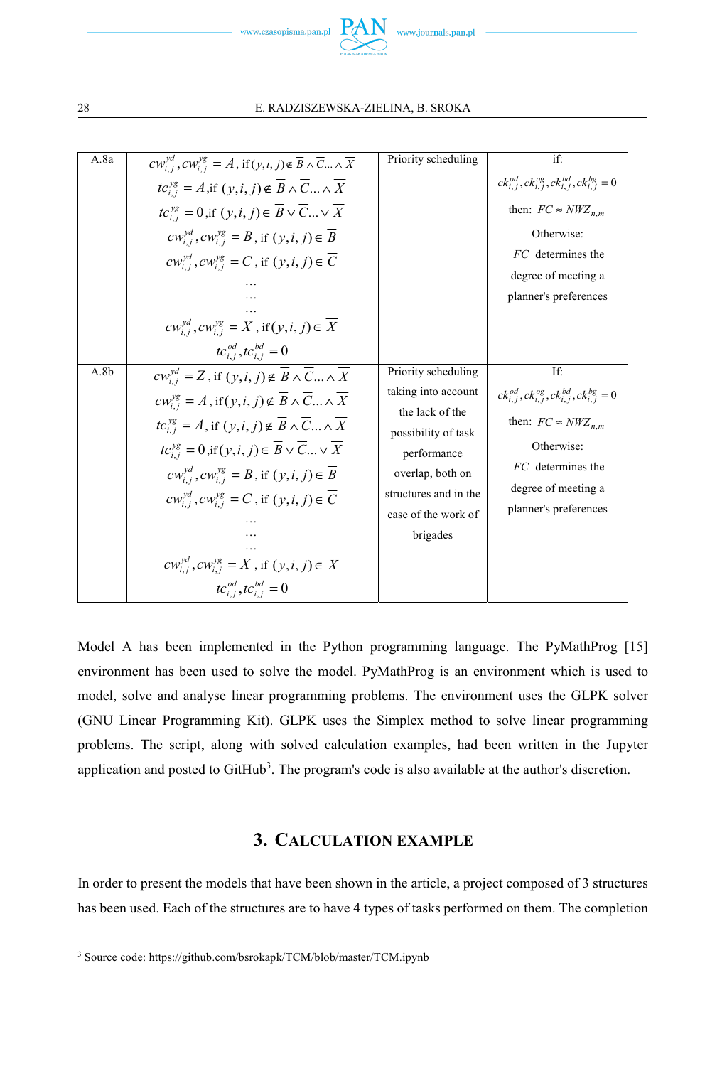| A.8a | $cw_{i,j}^{yd}, cw_{i,j}^{yg} = A$, if $(y,i,j) \notin \overline{B} \wedge \overline{C} ... \wedge \overline{X}$<br>$tc_{i,j}^{yg} = A$, if $(y,i,j) \notin \overline{B} \wedge \overline{C} ... \wedge \overline{X}$<br>$tc_{i,j}^{yg} = 0$, if $(y,i,j) \in \overline{B} \vee \overline{C} ... \vee \overline{X}$<br>$cw_{i,j}^{yd}, cw_{i,j}^{yg} = B$, if $(y,i,j) \in \overline{B}$<br>$cw_{i,j}^{yd}, cw_{i,j}^{yg} = C$, if $(y,i,j) \in \overline{C}$<br>…<br>…<br>…<br>$cw_{i,j}^{yd}, cw_{i,j}^{yg} = X$, if $(y,i,j) \in \overline{X}$<br>$tc_{i,j}^{od}, tc_{i,j}^{bd} = 0$ | Priority scheduling | if:<br>$ck_{i,j}^{od}, ck_{i,j}^{og}, ck_{i,j}^{bd}, ck_{i,j}^{bg} = 0$<br>then: $FC \approx NWZ_{n,m}$<br>Otherwise:<br>$FC$ determines the degree of meeting a planner's preferences |
|---|---|---|---|
| A.8b | $cw_{i,j}^{yd} = Z$, if $(y,i,j) \notin \overline{B} \wedge \overline{C} ... \wedge \overline{X}$<br>$cw_{i,j}^{yg} = A$, if $(y,i,j) \notin \overline{B} \wedge \overline{C} ... \wedge \overline{X}$<br>$tc_{i,j}^{yg} = A$, if $(y,i,j) \notin \overline{B} \wedge \overline{C} ... \wedge \overline{X}$<br>$tc_{i,j}^{yg} = 0$, if $(y,i,j) \in \overline{B} \vee \overline{C} ... \vee \overline{X}$<br>$cw_{i,j}^{yd}, cw_{i,j}^{yg} = B$, if $(y,i,j) \in \overline{B}$<br>$cw_{i,j}^{yd}, cw_{i,j}^{yg} = C$, if $(y,i,j) \in \overline{C}$<br>…<br>…<br>…<br>$cw_{i,j}^{yd}, cw_{i,j}^{yg} = X$, if $(y,i,j) \in \overline{X}$<br>$tc_{i,j}^{od}, tc_{i,j}^{bd} = 0$ | Priority scheduling taking into account the lack of the possibility of task performance overlap, both on structures and in the case of the work of brigades | If:<br>$ck_{i,j}^{od}, ck_{i,j}^{og}, ck_{i,j}^{bd}, ck_{i,j}^{bg} = 0$<br>then: $FC \approx NWZ_{n,m}$<br>Otherwise:<br>$FC$ determines the degree of meeting a planner's preferences |

Model A has been implemented in the Python programming language. The PyMathProg [15] environment has been used to solve the model. PyMathProg is an environment which is used to model, solve and analyse linear programming problems. The environment uses the GLPK solver (GNU Linear Programming Kit). GLPK uses the Simplex method to solve linear programming problems. The script, along with solved calculation examples, had been written in the Jupyter application and posted to GitHub[3]. The program's code is also available at the author's discretion.

## 3. Calculation example

In order to present the models that have been shown in the article, a project composed of 3 structures has been used. Each of the structures are to have 4 types of tasks performed on them. The completion

[3] Source code: https://github.com/bsrokapk/TCM/blob/master/TCM.ipynb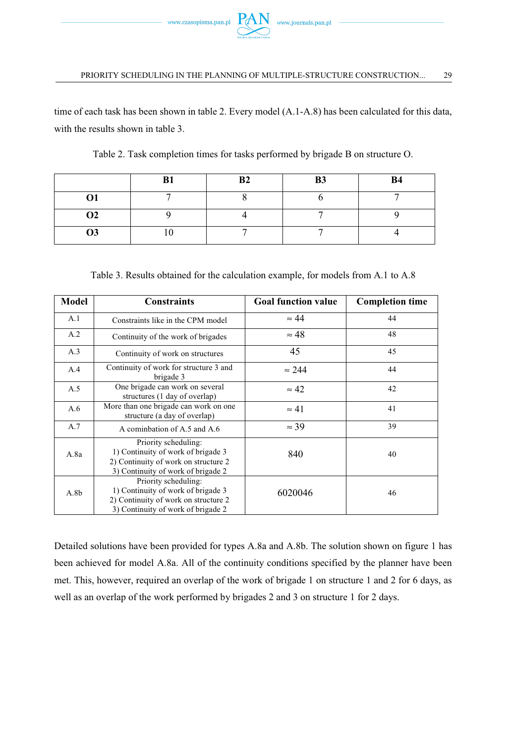time of each task has been shown in table 2. Every model (A.1-A.8) has been calculated for this data, with the results shown in table 3.

Table 2. Task completion times for tasks performed by brigade B on structure O.

| | B1 | B2 | B3 | B4 |
|---|---|---|---|---|
| O1 | 7 | 8 | 6 | 7 |
| O2 | 9 | 4 | 7 | 9 |
| O3 | 10 | 7 | 7 | 4 |

Table 3. Results obtained for the calculation example, for models from A.1 to A.8

| Model | Constraints | Goal function value | Completion time |
|---|---|---|---|
| A.1 | Constraints like in the CPM model | ≈ 44 | 44 |
| A.2 | Continuity of the work of brigades | ≈ 48 | 48 |
| A.3 | Continuity of work on structures | 45 | 45 |
| A.4 | Continuity of work for structure 3 and brigade 3 | ≈ 244 | 44 |
| A.5 | One brigade can work on several structures (1 day of overlap) | ≈ 42 | 42 |
| A.6 | More than one brigade can work on one structure (a day of overlap) | ≈ 41 | 41 |
| A.7 | A cominbation of A.5 and A.6 | ≈ 39 | 39 |
| A.8a | Priority scheduling:<br>1) Continuity of work of brigade 3<br>2) Continuity of work on structure 2<br>3) Continuity of work of brigade 2 | 840 | 40 |
| A.8b | Priority scheduling:<br>1) Continuity of work of brigade 3<br>2) Continuity of work on structure 2<br>3) Continuity of work of brigade 2 | 6020046 | 46 |

Detailed solutions have been provided for types A.8a and A.8b. The solution shown on figure 1 has been achieved for model A.8a. All of the continuity conditions specified by the planner have been met. This, however, required an overlap of the work of brigade 1 on structure 1 and 2 for 6 days, as well as an overlap of the work performed by brigades 2 and 3 on structure 1 for 2 days.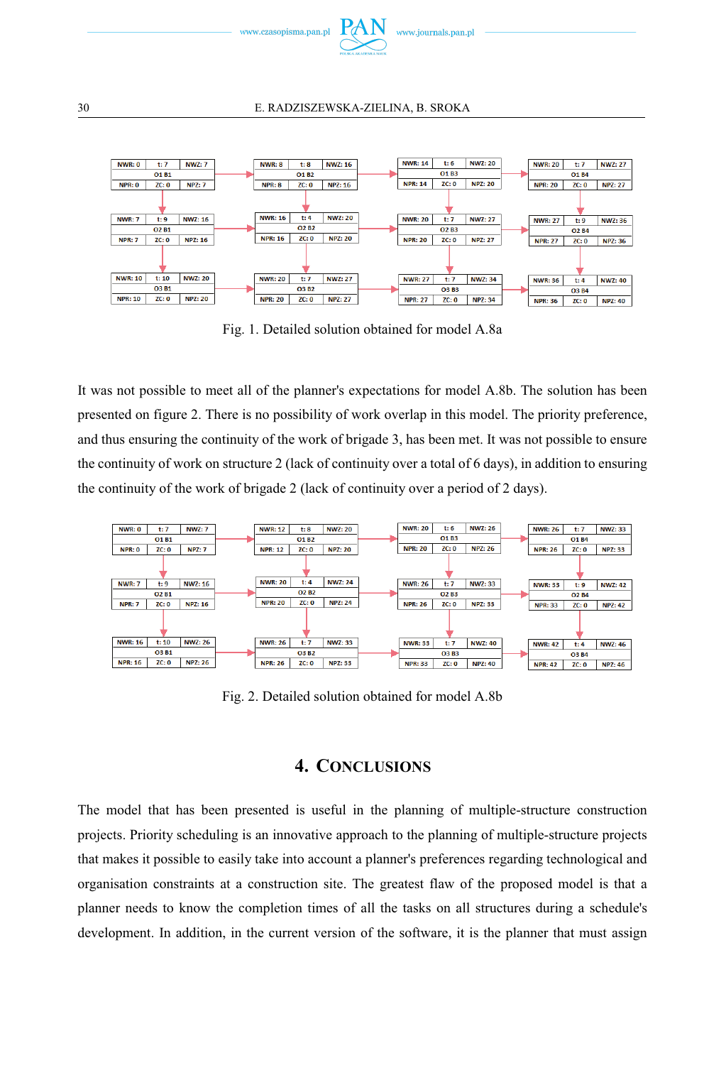Fig. 1. Detailed solution obtained for model A.8a

It was not possible to meet all of the planner's expectations for model A.8b. The solution has been presented on figure 2. There is no possibility of work overlap in this model. The priority preference, and thus ensuring the continuity of the work of brigade 3, has been met. It was not possible to ensure the continuity of work on structure 2 (lack of continuity over a total of 6 days), in addition to ensuring the continuity of the work of brigade 2 (lack of continuity over a period of 2 days).

Fig. 2. Detailed solution obtained for model A.8b

## 4. Conclusions

The model that has been presented is useful in the planning of multiple-structure construction projects. Priority scheduling is an innovative approach to the planning of multiple-structure projects that makes it possible to easily take into account a planner's preferences regarding technological and organisation constraints at a construction site. The greatest flaw of the proposed model is that a planner needs to know the completion times of all the tasks on all structures during a schedule's development. In addition, in the current version of the software, it is the planner that must assign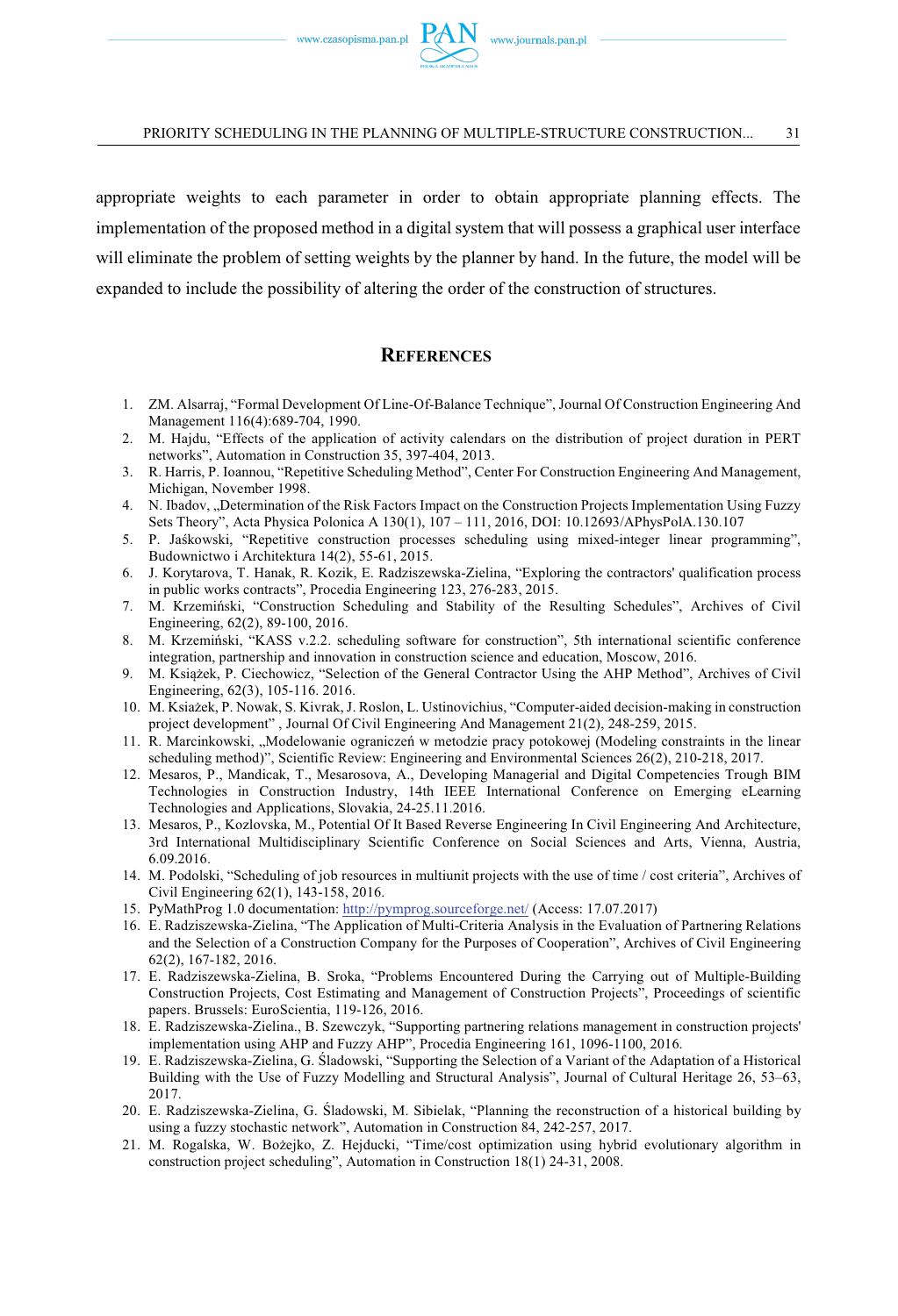appropriate weights to each parameter in order to obtain appropriate planning effects. The implementation of the proposed method in a digital system that will possess a graphical user interface will eliminate the problem of setting weights by the planner by hand. In the future, the model will be expanded to include the possibility of altering the order of the construction of structures.

## References

1. ZM. Alsarraj, "Formal Development Of Line-Of-Balance Technique", Journal Of Construction Engineering And Management 116(4):689-704, 1990.
2. M. Hajdu, "Effects of the application of activity calendars on the distribution of project duration in PERT networks", Automation in Construction 35, 397-404, 2013.
3. R. Harris, P. Ioannou, "Repetitive Scheduling Method", Center For Construction Engineering And Management, Michigan, November 1998.
4. N. Ibadov, „Determination of the Risk Factors Impact on the Construction Projects Implementation Using Fuzzy Sets Theory", Acta Physica Polonica A 130(1), 107 – 111, 2016, DOI: 10.12693/APhysPolA.130.107
5. P. Jaśkowski, "Repetitive construction processes scheduling using mixed-integer linear programming", Budownictwo i Architektura 14(2), 55-61, 2015.
6. J. Korytarova, T. Hanak, R. Kozik, E. Radziszewska-Zielina, "Exploring the contractors' qualification process in public works contracts", Procedia Engineering 123, 276-283, 2015.
7. M. Krzemiński, "Construction Scheduling and Stability of the Resulting Schedules", Archives of Civil Engineering, 62(2), 89-100, 2016.
8. M. Krzemiński, "KASS v.2.2. scheduling software for construction", 5th international scientific conference integration, partnership and innovation in construction science and education, Moscow, 2016.
9. M. Książek, P. Ciechowicz, "Selection of the General Contractor Using the AHP Method", Archives of Civil Engineering, 62(3), 105-116. 2016.
10. M. Ksiażek, P. Nowak, S. Kivrak, J. Roslon, L. Ustinovichius, "Computer-aided decision-making in construction project development" , Journal Of Civil Engineering And Management 21(2), 248-259, 2015.
11. R. Marcinkowski, „Modelowanie ograniczeń w metodzie pracy potokowej (Modeling constraints in the linear scheduling method)", Scientific Review: Engineering and Environmental Sciences 26(2), 210-218, 2017.
12. Mesaros, P., Mandicak, T., Mesarosova, A., Developing Managerial and Digital Competencies Trough BIM Technologies in Construction Industry, 14th IEEE International Conference on Emerging eLearning Technologies and Applications, Slovakia, 24-25.11.2016.
13. Mesaros, P., Kozlovska, M., Potential Of It Based Reverse Engineering In Civil Engineering And Architecture, 3rd International Multidisciplinary Scientific Conference on Social Sciences and Arts, Vienna, Austria, 6.09.2016.
14. M. Podolski, "Scheduling of job resources in multiunit projects with the use of time / cost criteria", Archives of Civil Engineering 62(1), 143-158, 2016.
15. PyMathProg 1.0 documentation: http://pymprog.sourceforge.net/ (Access: 17.07.2017)
16. E. Radziszewska-Zielina, "The Application of Multi-Criteria Analysis in the Evaluation of Partnering Relations and the Selection of a Construction Company for the Purposes of Cooperation", Archives of Civil Engineering 62(2), 167-182, 2016.
17. E. Radziszewska-Zielina, B. Sroka, "Problems Encountered During the Carrying out of Multiple-Building Construction Projects, Cost Estimating and Management of Construction Projects", Proceedings of scientific papers. Brussels: EuroScientia, 119-126, 2016.
18. E. Radziszewska-Zielina., B. Szewczyk, "Supporting partnering relations management in construction projects' implementation using AHP and Fuzzy AHP", Procedia Engineering 161, 1096-1100, 2016.
19. E. Radziszewska-Zielina, G. Śladowski, "Supporting the Selection of a Variant of the Adaptation of a Historical Building with the Use of Fuzzy Modelling and Structural Analysis", Journal of Cultural Heritage 26, 53–63, 2017.
20. E. Radziszewska-Zielina, G. Śladowski, M. Sibielak, "Planning the reconstruction of a historical building by using a fuzzy stochastic network", Automation in Construction 84, 242-257, 2017.
21. M. Rogalska, W. Bożejko, Z. Hejducki, "Time/cost optimization using hybrid evolutionary algorithm in construction project scheduling", Automation in Construction 18(1) 24-31, 2008.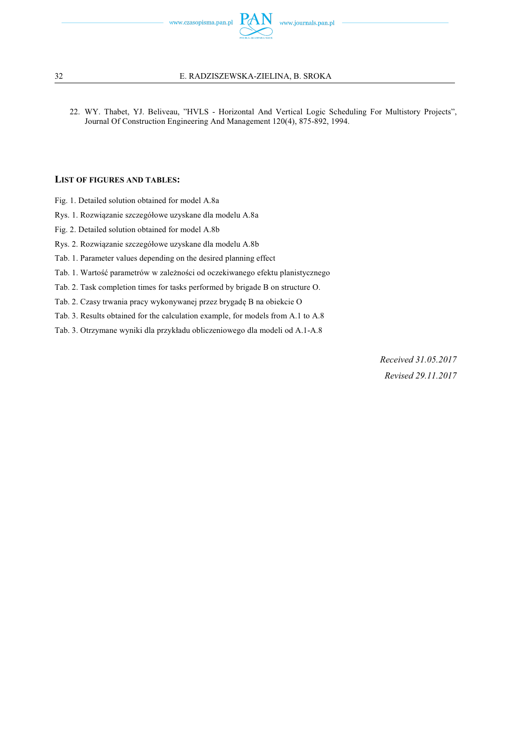22. WY. Thabet, YJ. Beliveau, ”HVLS - Horizontal And Vertical Logic Scheduling For Multistory Projects”, Journal Of Construction Engineering And Management 120(4), 875-892, 1994.

## LIST OF FIGURES AND TABLES:

Fig. 1. Detailed solution obtained for model A.8a

Rys. 1. Rozwiązanie szczegółowe uzyskane dla modelu A.8a

Fig. 2. Detailed solution obtained for model A.8b

Rys. 2. Rozwiązanie szczegółowe uzyskane dla modelu A.8b

Tab. 1. Parameter values depending on the desired planning effect

Tab. 1. Wartość parametrów w zależności od oczekiwanego efektu planistycznego

Tab. 2. Task completion times for tasks performed by brigade B on structure O.

Tab. 2. Czasy trwania pracy wykonywanej przez brygadę B na obiekcie O

Tab. 3. Results obtained for the calculation example, for models from A.1 to A.8

Tab. 3. Otrzymane wyniki dla przykładu obliczeniowego dla modeli od A.1-A.8

*Received 31.05.2017*

*Revised 29.11.2017*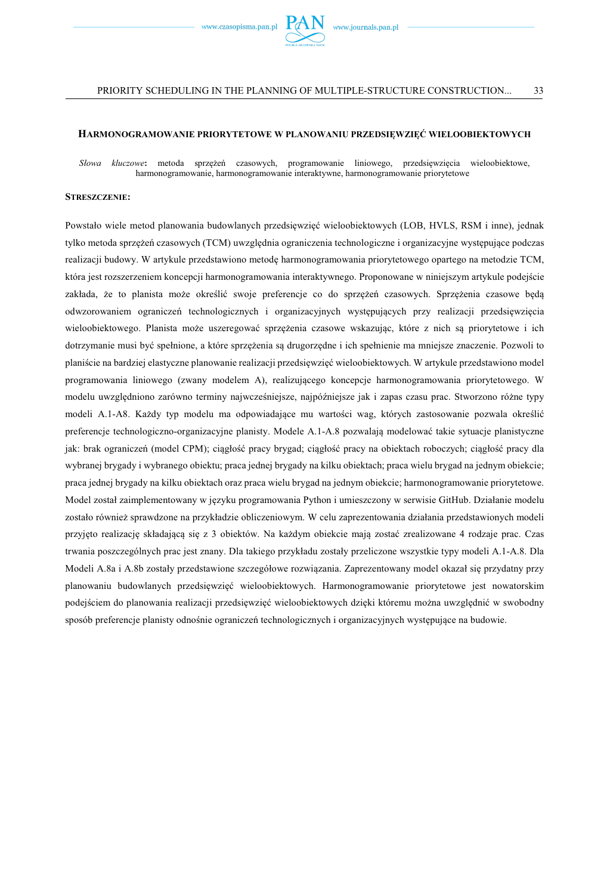## HARMONOGRAMOWANIE PRIORYTETOWE W PLANOWANIU PRZEDSIĘWZIĘĆ WIELOOBIEKTOWYCH

*Słowa kluczowe***:** metoda sprzężeń czasowych, programowanie liniowego, przedsięwzięcia wieloobiektowe, harmonogramowanie, harmonogramowanie interaktywne, harmonogramowanie priorytetowe

**STRESZCZENIE:**

Powstało wiele metod planowania budowlanych przedsięwzięć wieloobiektowych (LOB, HVLS, RSM i inne), jednak tylko metoda sprzężeń czasowych (TCM) uwzględnia ograniczenia technologiczne i organizacyjne występujące podczas realizacji budowy. W artykule przedstawiono metodę harmonogramowania priorytetowego opartego na metodzie TCM, która jest rozszerzeniem koncepcji harmonogramowania interaktywnego. Proponowane w niniejszym artykule podejście zakłada, że to planista może określić swoje preferencje co do sprzężeń czasowych. Sprzężenia czasowe będą odwzorowaniem ograniczeń technologicznych i organizacyjnych występujących przy realizacji przedsięwzięcia wieloobiektowego. Planista może uszeregować sprzężenia czasowe wskazując, które z nich są priorytetowe i ich dotrzymanie musi być spełnione, a które sprzężenia są drugorzędne i ich spełnienie ma mniejsze znaczenie. Pozwoli to planiście na bardziej elastyczne planowanie realizacji przedsięwzięć wieloobiektowych. W artykule przedstawiono model programowania liniowego (zwany modelem A), realizującego koncepcje harmonogramowania priorytetowego. W modelu uwzględniono zarówno terminy najwcześniejsze, najpóźniejsze jak i zapas czasu prac. Stworzono różne typy modeli A.1-A8. Każdy typ modelu ma odpowiadające mu wartości wag, których zastosowanie pozwala określić preferencje technologiczno-organizacyjne planisty. Modele A.1-A.8 pozwalają modelować takie sytuacje planistyczne jak: brak ograniczeń (model CPM); ciągłość pracy brygad; ciągłość pracy na obiektach roboczych; ciągłość pracy dla wybranej brygady i wybranego obiektu; praca jednej brygady na kilku obiektach; praca wielu brygad na jednym obiekcie; praca jednej brygady na kilku obiektach oraz praca wielu brygad na jednym obiekcie; harmonogramowanie priorytetowe. Model został zaimplementowany w języku programowania Python i umieszczony w serwisie GitHub. Działanie modelu zostało również sprawdzone na przykładzie obliczeniowym. W celu zaprezentowania działania przedstawionych modeli przyjęto realizację składającą się z 3 obiektów. Na każdym obiekcie mają zostać zrealizowane 4 rodzaje prac. Czas trwania poszczególnych prac jest znany. Dla takiego przykładu zostały przeliczone wszystkie typy modeli A.1-A.8. Dla Modeli A.8a i A.8b zostały przedstawione szczegółowe rozwiązania. Zaprezentowany model okazał się przydatny przy planowaniu budowlanych przedsięwzięć wieloobiektowych. Harmonogramowanie priorytetowe jest nowatorskim podejściem do planowania realizacji przedsięwzięć wieloobiektowych dzięki któremu można uwzględnić w swobodny sposób preferencje planisty odnośnie ograniczeń technologicznych i organizacyjnych występujące na budowie.